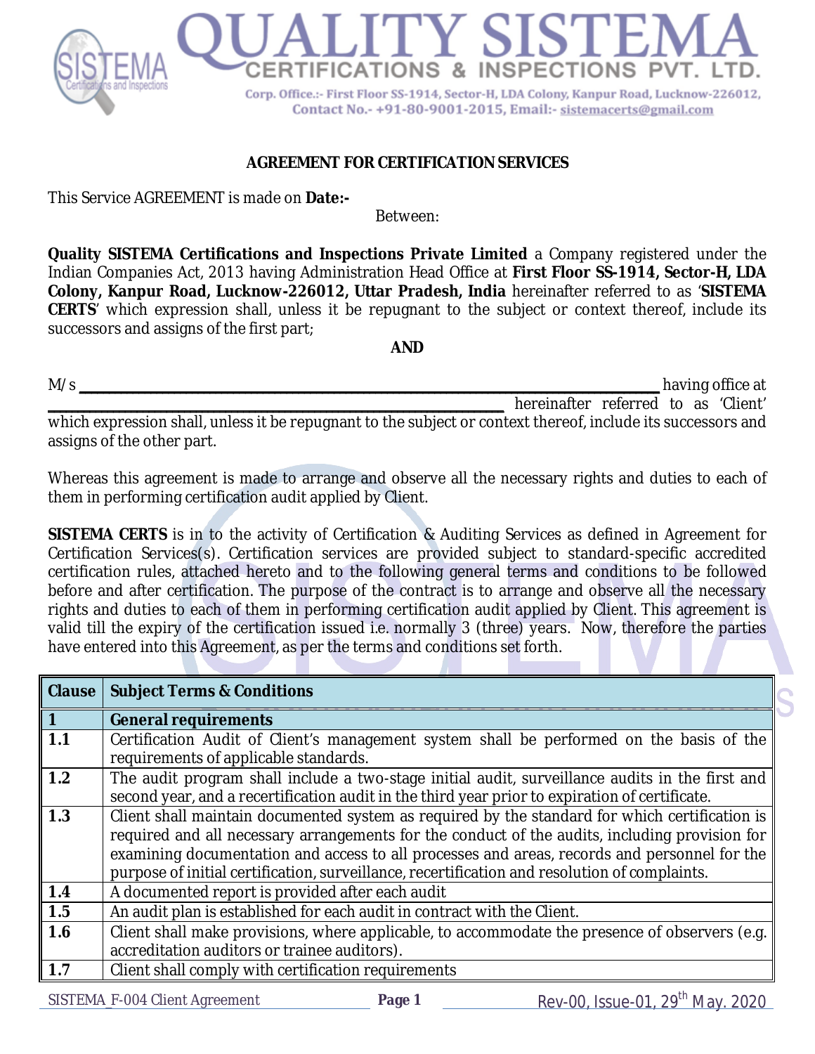# QUALITY SISTEMA CERTIFICATIONS & INSPECTIONS PVT. LTD.

Corp. Office.:- First Floor SS-1914, Sector-H, LDA Colony, Kanpur Road, Lucknow-226012, Contact No.- +91-80-9001-2015, Email:- sistemacerts@gmail.com

## AGREEMENT FOR CERTIFICATION SERVICES

This Service AGREEMENT is made on **Date:-**

Between:

**Quality SISTEMA Certifications and Inspections Private Limited** a Company registered under the Indian Companies Act, 2013 having Administration Head Office at **First Floor SS-1914, Sector-H, LDA Colony, Kanpur Road, Lucknow-226012, Uttar Pradesh, India** hereinafter referred to as '**SISTEMA CERTS**' which expression shall, unless it be repugnant to the subject or context thereof, include its successors and assigns of the first part;

**AND**

M/s ________________________________________________________________ having office at ________________________________________________________ hereinafter referred to as 'Client' which expression shall, unless it be repugnant to the subject or context thereof, include its successors and assigns of the other part.

Whereas this agreement is made to arrange and observe all the necessary rights and duties to each of them in performing certification audit applied by Client.

**SISTEMA CERTS** is in to the activity of Certification & Auditing Services as defined in Agreement for Certification Services(s). Certification services are provided subject to standard-specific accredited certification rules, attached hereto and to the following general terms and conditions to be followed before and after certification. The purpose of the contract is to arrange and observe all the necessary rights and duties to each of them in performing certification audit applied by Client. This agreement is valid till the expiry of the certification issued i.e. normally 3 (three) years. Now, therefore the parties have entered into this Agreement, as per the terms and conditions set forth.

| Clause | Subject Terms & Conditions |
|---|---|
| **1** | **General requirements** |
| **1.1** | Certification Audit of Client's management system shall be performed on the basis of the requirements of applicable standards. |
| **1.2** | The audit program shall include a two-stage initial audit, surveillance audits in the first and second year, and a recertification audit in the third year prior to expiration of certificate. |
| **1.3** | Client shall maintain documented system as required by the standard for which certification is required and all necessary arrangements for the conduct of the audits, including provision for examining documentation and access to all processes and areas, records and personnel for the purpose of initial certification, surveillance, recertification and resolution of complaints. |
| **1.4** | A documented report is provided after each audit |
| **1.5** | An audit plan is established for each audit in contract with the Client. |
| **1.6** | Client shall make provisions, where applicable, to accommodate the presence of observers (e.g. accreditation auditors or trainee auditors). |
| **1.7** | Client shall comply with certification requirements |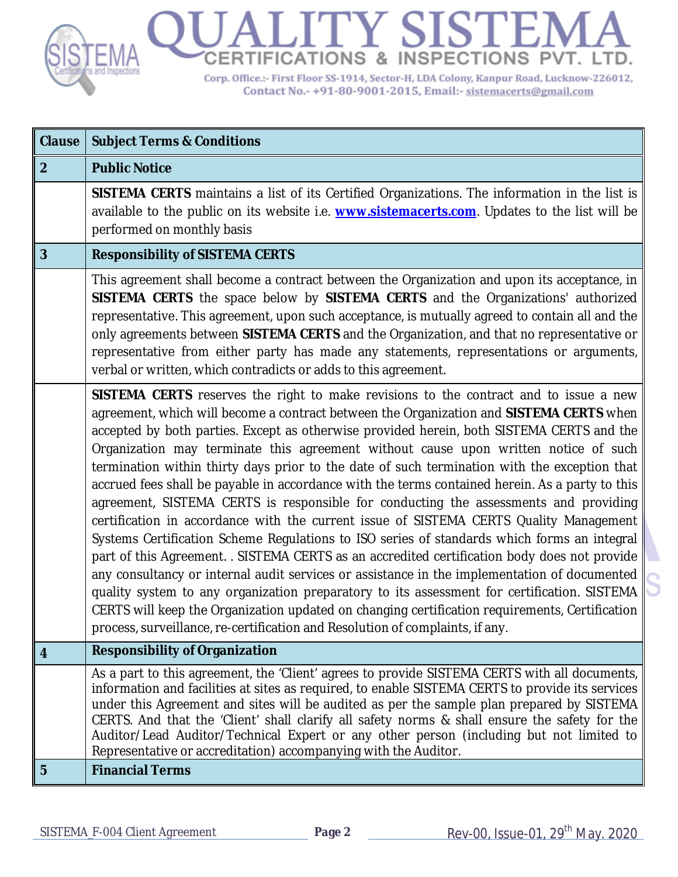| Clause | Subject Terms & Conditions |
|---|---|
| **2** | **Public Notice** |
| | **SISTEMA CERTS** maintains a list of its Certified Organizations. The information in the list is available to the public on its website i.e. **www.sistemacerts.com**. Updates to the list will be performed on monthly basis |
| **3** | **Responsibility of SISTEMA CERTS** |
| | This agreement shall become a contract between the Organization and upon its acceptance, in **SISTEMA CERTS** the space below by **SISTEMA CERTS** and the Organizations' authorized representative. This agreement, upon such acceptance, is mutually agreed to contain all and the only agreements between **SISTEMA CERTS** and the Organization, and that no representative or representative from either party has made any statements, representations or arguments, verbal or written, which contradicts or adds to this agreement. |
| | **SISTEMA CERTS** reserves the right to make revisions to the contract and to issue a new agreement, which will become a contract between the Organization and **SISTEMA CERTS** when accepted by both parties. Except as otherwise provided herein, both SISTEMA CERTS and the Organization may terminate this agreement without cause upon written notice of such termination within thirty days prior to the date of such termination with the exception that accrued fees shall be payable in accordance with the terms contained herein. As a party to this agreement, SISTEMA CERTS is responsible for conducting the assessments and providing certification in accordance with the current issue of SISTEMA CERTS Quality Management Systems Certification Scheme Regulations to ISO series of standards which forms an integral part of this Agreement. . SISTEMA CERTS as an accredited certification body does not provide any consultancy or internal audit services or assistance in the implementation of documented quality system to any organization preparatory to its assessment for certification. SISTEMA CERTS will keep the Organization updated on changing certification requirements, Certification process, surveillance, re-certification and Resolution of complaints, if any. |
| **4** | **Responsibility of Organization** |
| | As a part to this agreement, the 'Client' agrees to provide SISTEMA CERTS with all documents, information and facilities at sites as required, to enable SISTEMA CERTS to provide its services under this Agreement and sites will be audited as per the sample plan prepared by SISTEMA CERTS. And that the 'Client' shall clarify all safety norms & shall ensure the safety for the Auditor/Lead Auditor/Technical Expert or any other person (including but not limited to Representative or accreditation) accompanying with the Auditor. |
| **5** | **Financial Terms** |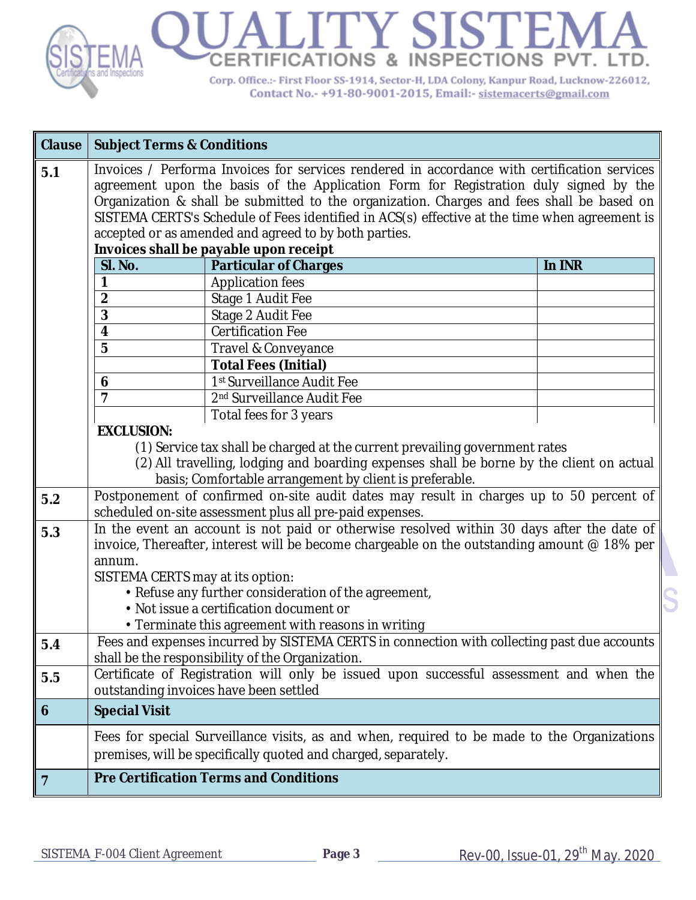| Clause | Subject Terms & Conditions |
|---|---|
| 5.1 | Invoices / Performa Invoices for services rendered in accordance with certification services agreement upon the basis of the Application Form for Registration duly signed by the Organization & shall be submitted to the organization. Charges and fees shall be based on SISTEMA CERTS's Schedule of Fees identified in ACS(s) effective at the time when agreement is accepted or as amended and agreed to by both parties. |

**Invoices shall be payable upon receipt**

| Sl. No. | Particular of Charges | In INR |
|---|---|---|
| 1 | Application fees | |
| 2 | Stage 1 Audit Fee | |
| 3 | Stage 2 Audit Fee | |
| 4 | Certification Fee | |
| 5 | Travel & Conveyance | |
| | **Total Fees (Initial)** | |
| 6 | 1st Surveillance Audit Fee | |
| 7 | 2nd Surveillance Audit Fee | |
| | Total fees for 3 years | |

**EXCLUSION:**

(1) Service tax shall be charged at the current prevailing government rates

(2) All travelling, lodging and boarding expenses shall be borne by the client on actual basis; Comfortable arrangement by client is preferable.

| Clause | Subject Terms & Conditions |
|---|---|
| 5.2 | Postponement of confirmed on-site audit dates may result in charges up to 50 percent of scheduled on-site assessment plus all pre-paid expenses. |
| 5.3 | In the event an account is not paid or otherwise resolved within 30 days after the date of invoice, Thereafter, interest will be become chargeable on the outstanding amount @ 18% per annum.<br>SISTEMA CERTS may at its option:<br>• Refuse any further consideration of the agreement,<br>• Not issue a certification document or<br>• Terminate this agreement with reasons in writing |
| 5.4 | Fees and expenses incurred by SISTEMA CERTS in connection with collecting past due accounts shall be the responsibility of the Organization. |
| 5.5 | Certificate of Registration will only be issued upon successful assessment and when the outstanding invoices have been settled |
| **6** | **Special Visit** |
| | Fees for special Surveillance visits, as and when, required to be made to the Organizations premises, will be specifically quoted and charged, separately. |
| **7** | **Pre Certification Terms and Conditions** |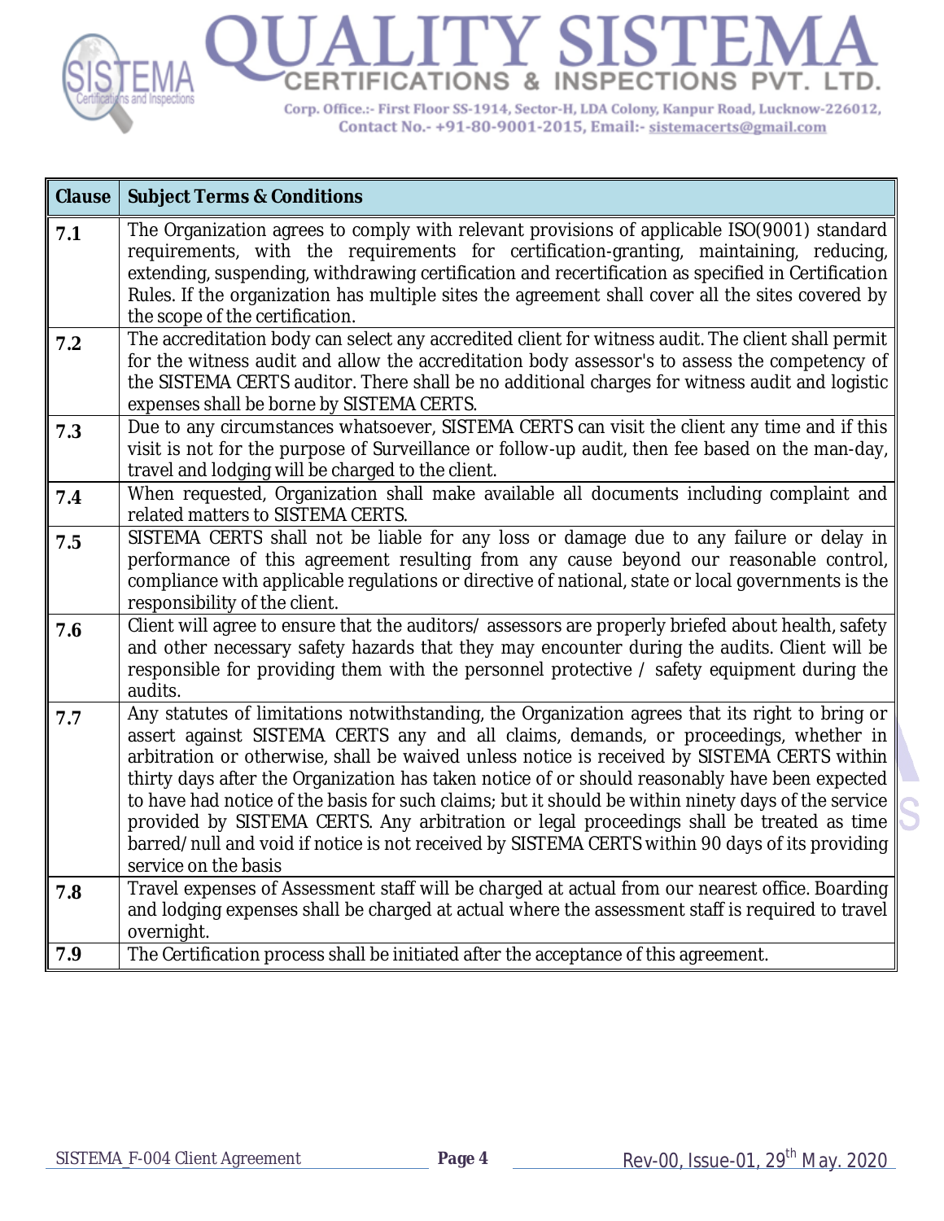| Clause | Subject Terms & Conditions |
|---|---|
| **7.1** | The Organization agrees to comply with relevant provisions of applicable ISO(9001) standard requirements, with the requirements for certification-granting, maintaining, reducing, extending, suspending, withdrawing certification and recertification as specified in Certification Rules. If the organization has multiple sites the agreement shall cover all the sites covered by the scope of the certification. |
| **7.2** | The accreditation body can select any accredited client for witness audit. The client shall permit for the witness audit and allow the accreditation body assessor's to assess the competency of the SISTEMA CERTS auditor. There shall be no additional charges for witness audit and logistic expenses shall be borne by SISTEMA CERTS. |
| **7.3** | Due to any circumstances whatsoever, SISTEMA CERTS can visit the client any time and if this visit is not for the purpose of Surveillance or follow-up audit, then fee based on the man-day, travel and lodging will be charged to the client. |
| **7.4** | When requested, Organization shall make available all documents including complaint and related matters to SISTEMA CERTS. |
| **7.5** | SISTEMA CERTS shall not be liable for any loss or damage due to any failure or delay in performance of this agreement resulting from any cause beyond our reasonable control, compliance with applicable regulations or directive of national, state or local governments is the responsibility of the client. |
| **7.6** | Client will agree to ensure that the auditors/ assessors are properly briefed about health, safety and other necessary safety hazards that they may encounter during the audits. Client will be responsible for providing them with the personnel protective / safety equipment during the audits. |
| **7.7** | Any statutes of limitations notwithstanding, the Organization agrees that its right to bring or assert against SISTEMA CERTS any and all claims, demands, or proceedings, whether in arbitration or otherwise, shall be waived unless notice is received by SISTEMA CERTS within thirty days after the Organization has taken notice of or should reasonably have been expected to have had notice of the basis for such claims; but it should be within ninety days of the service provided by SISTEMA CERTS. Any arbitration or legal proceedings shall be treated as time barred/null and void if notice is not received by SISTEMA CERTS within 90 days of its providing service on the basis |
| **7.8** | Travel expenses of Assessment staff will be charged at actual from our nearest office. Boarding and lodging expenses shall be charged at actual where the assessment staff is required to travel overnight. |
| **7.9** | The Certification process shall be initiated after the acceptance of this agreement. |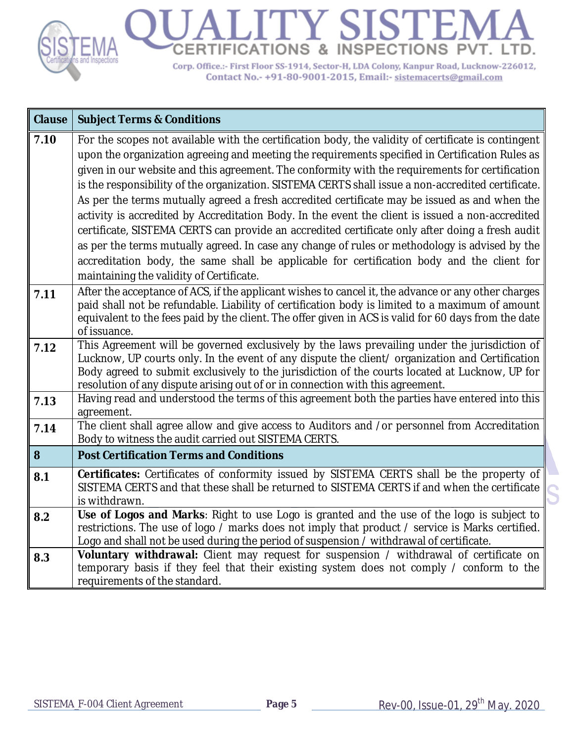| Clause | Subject Terms & Conditions |
|---|---|
| 7.10 | For the scopes not available with the certification body, the validity of certificate is contingent upon the organization agreeing and meeting the requirements specified in Certification Rules as given in our website and this agreement. The conformity with the requirements for certification is the responsibility of the organization. SISTEMA CERTS shall issue a non-accredited certificate. As per the terms mutually agreed a fresh accredited certificate may be issued as and when the activity is accredited by Accreditation Body. In the event the client is issued a non-accredited certificate, SISTEMA CERTS can provide an accredited certificate only after doing a fresh audit as per the terms mutually agreed. In case any change of rules or methodology is advised by the accreditation body, the same shall be applicable for certification body and the client for maintaining the validity of Certificate. |
| 7.11 | After the acceptance of ACS, if the applicant wishes to cancel it, the advance or any other charges paid shall not be refundable. Liability of certification body is limited to a maximum of amount equivalent to the fees paid by the client. The offer given in ACS is valid for 60 days from the date of issuance. |
| 7.12 | This Agreement will be governed exclusively by the laws prevailing under the jurisdiction of Lucknow, UP courts only. In the event of any dispute the client/ organization and Certification Body agreed to submit exclusively to the jurisdiction of the courts located at Lucknow, UP for resolution of any dispute arising out of or in connection with this agreement. |
| 7.13 | Having read and understood the terms of this agreement both the parties have entered into this agreement. |
| 7.14 | The client shall agree allow and give access to Auditors and /or personnel from Accreditation Body to witness the audit carried out SISTEMA CERTS. |
| **8** | **Post Certification Terms and Conditions** |
| 8.1 | **Certificates:** Certificates of conformity issued by SISTEMA CERTS shall be the property of SISTEMA CERTS and that these shall be returned to SISTEMA CERTS if and when the certificate is withdrawn. |
| 8.2 | **Use of Logos and Marks**: Right to use Logo is granted and the use of the logo is subject to restrictions. The use of logo / marks does not imply that product / service is Marks certified. Logo and shall not be used during the period of suspension / withdrawal of certificate. |
| 8.3 | **Voluntary withdrawal:** Client may request for suspension / withdrawal of certificate on temporary basis if they feel that their existing system does not comply / conform to the requirements of the standard. |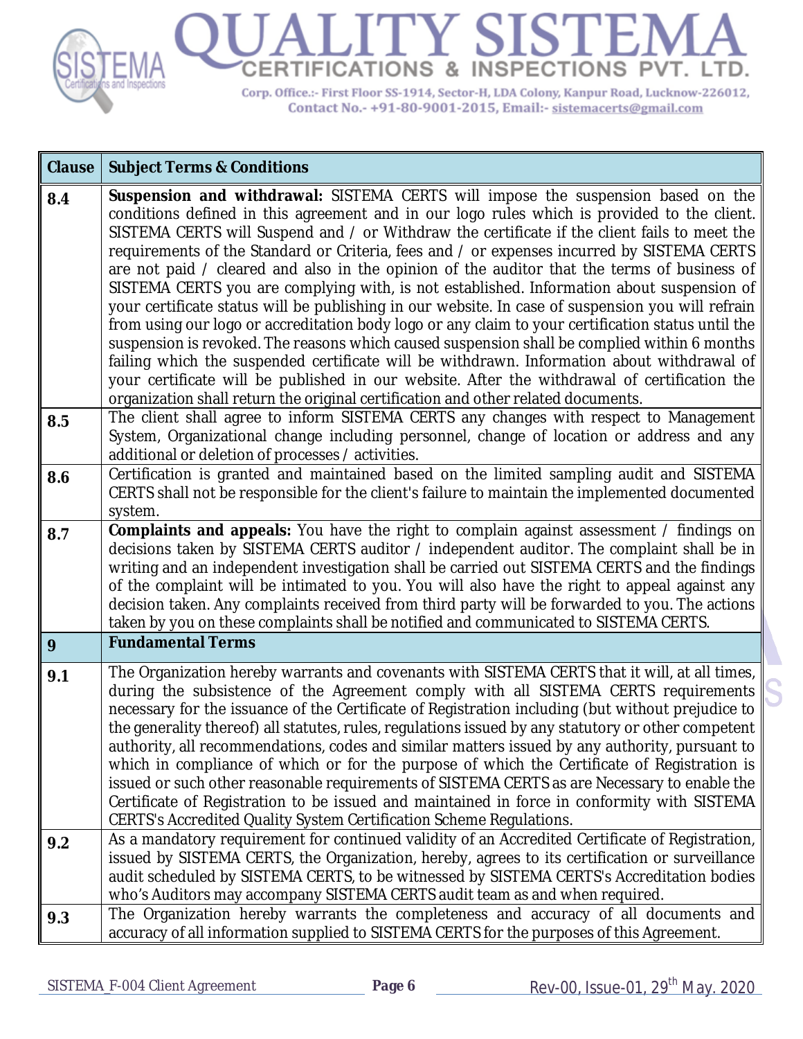| Clause | Subject Terms & Conditions |
|---|---|
| 8.4 | **Suspension and withdrawal:** SISTEMA CERTS will impose the suspension based on the conditions defined in this agreement and in our logo rules which is provided to the client. SISTEMA CERTS will Suspend and / or Withdraw the certificate if the client fails to meet the requirements of the Standard or Criteria, fees and / or expenses incurred by SISTEMA CERTS are not paid / cleared and also in the opinion of the auditor that the terms of business of SISTEMA CERTS you are complying with, is not established. Information about suspension of your certificate status will be publishing in our website. In case of suspension you will refrain from using our logo or accreditation body logo or any claim to your certification status until the suspension is revoked. The reasons which caused suspension shall be complied within 6 months failing which the suspended certificate will be withdrawn. Information about withdrawal of your certificate will be published in our website. After the withdrawal of certification the organization shall return the original certification and other related documents. |
| 8.5 | The client shall agree to inform SISTEMA CERTS any changes with respect to Management System, Organizational change including personnel, change of location or address and any additional or deletion of processes / activities. |
| 8.6 | Certification is granted and maintained based on the limited sampling audit and SISTEMA CERTS shall not be responsible for the client's failure to maintain the implemented documented system. |
| 8.7 | **Complaints and appeals:** You have the right to complain against assessment / findings on decisions taken by SISTEMA CERTS auditor / independent auditor. The complaint shall be in writing and an independent investigation shall be carried out SISTEMA CERTS and the findings of the complaint will be intimated to you. You will also have the right to appeal against any decision taken. Any complaints received from third party will be forwarded to you. The actions taken by you on these complaints shall be notified and communicated to SISTEMA CERTS. |
| **9** | **Fundamental Terms** |
| 9.1 | The Organization hereby warrants and covenants with SISTEMA CERTS that it will, at all times, during the subsistence of the Agreement comply with all SISTEMA CERTS requirements necessary for the issuance of the Certificate of Registration including (but without prejudice to the generality thereof) all statutes, rules, regulations issued by any statutory or other competent authority, all recommendations, codes and similar matters issued by any authority, pursuant to which in compliance of which or for the purpose of which the Certificate of Registration is issued or such other reasonable requirements of SISTEMA CERTS as are Necessary to enable the Certificate of Registration to be issued and maintained in force in conformity with SISTEMA CERTS's Accredited Quality System Certification Scheme Regulations. |
| 9.2 | As a mandatory requirement for continued validity of an Accredited Certificate of Registration, issued by SISTEMA CERTS, the Organization, hereby, agrees to its certification or surveillance audit scheduled by SISTEMA CERTS, to be witnessed by SISTEMA CERTS's Accreditation bodies who's Auditors may accompany SISTEMA CERTS audit team as and when required. |
| 9.3 | The Organization hereby warrants the completeness and accuracy of all documents and accuracy of all information supplied to SISTEMA CERTS for the purposes of this Agreement. |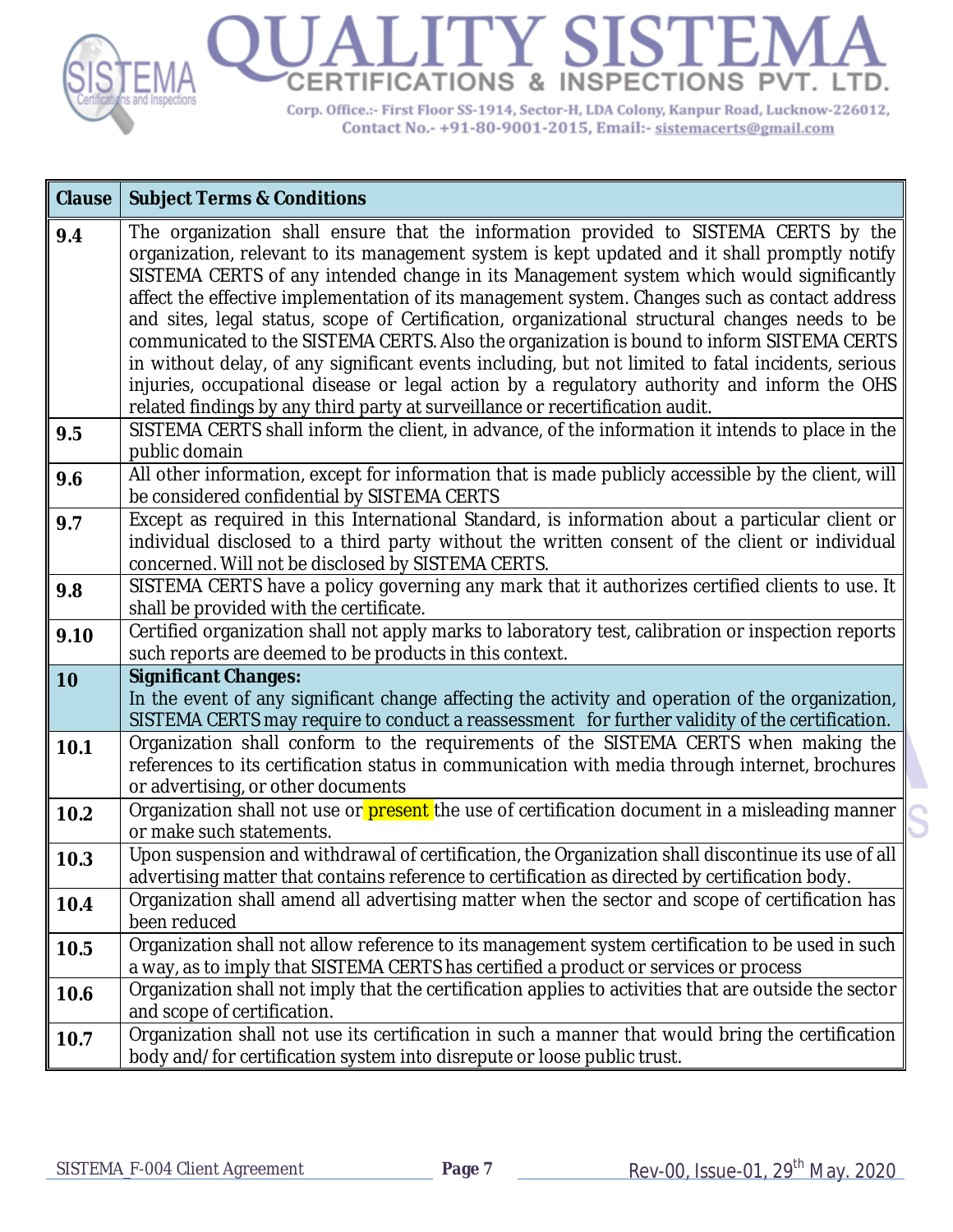| Clause | Subject Terms & Conditions |
|---|---|
| 9.4 | The organization shall ensure that the information provided to SISTEMA CERTS by the organization, relevant to its management system is kept updated and it shall promptly notify SISTEMA CERTS of any intended change in its Management system which would significantly affect the effective implementation of its management system. Changes such as contact address and sites, legal status, scope of Certification, organizational structural changes needs to be communicated to the SISTEMA CERTS. Also the organization is bound to inform SISTEMA CERTS in without delay, of any significant events including, but not limited to fatal incidents, serious injuries, occupational disease or legal action by a regulatory authority and inform the OHS related findings by any third party at surveillance or recertification audit. |
| 9.5 | SISTEMA CERTS shall inform the client, in advance, of the information it intends to place in the public domain |
| 9.6 | All other information, except for information that is made publicly accessible by the client, will be considered confidential by SISTEMA CERTS |
| 9.7 | Except as required in this International Standard, is information about a particular client or individual disclosed to a third party without the written consent of the client or individual concerned. Will not be disclosed by SISTEMA CERTS. |
| 9.8 | SISTEMA CERTS have a policy governing any mark that it authorizes certified clients to use. It shall be provided with the certificate. |
| 9.10 | Certified organization shall not apply marks to laboratory test, calibration or inspection reports such reports are deemed to be products in this context. |
| **10** | **Significant Changes:** In the event of any significant change affecting the activity and operation of the organization, SISTEMA CERTS may require to conduct a reassessment for further validity of the certification. |
| 10.1 | Organization shall conform to the requirements of the SISTEMA CERTS when making the references to its certification status in communication with media through internet, brochures or advertising, or other documents |
| 10.2 | Organization shall not use or present the use of certification document in a misleading manner or make such statements. |
| 10.3 | Upon suspension and withdrawal of certification, the Organization shall discontinue its use of all advertising matter that contains reference to certification as directed by certification body. |
| 10.4 | Organization shall amend all advertising matter when the sector and scope of certification has been reduced |
| 10.5 | Organization shall not allow reference to its management system certification to be used in such a way, as to imply that SISTEMA CERTS has certified a product or services or process |
| 10.6 | Organization shall not imply that the certification applies to activities that are outside the sector and scope of certification. |
| 10.7 | Organization shall not use its certification in such a manner that would bring the certification body and/for certification system into disrepute or loose public trust. |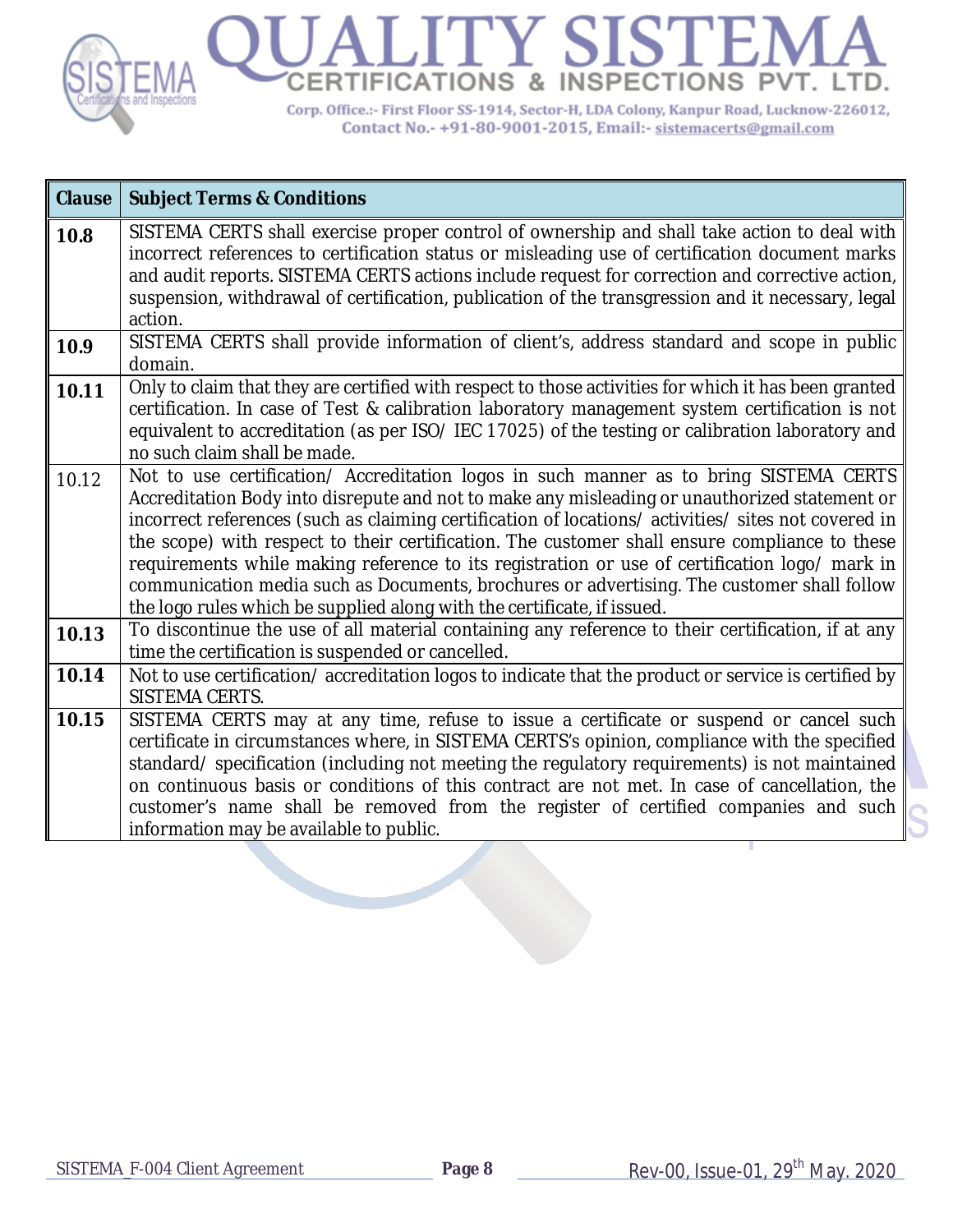| Clause | Subject Terms & Conditions |
|---|---|
| **10.8** | SISTEMA CERTS shall exercise proper control of ownership and shall take action to deal with incorrect references to certification status or misleading use of certification document marks and audit reports. SISTEMA CERTS actions include request for correction and corrective action, suspension, withdrawal of certification, publication of the transgression and it necessary, legal action. |
| **10.9** | SISTEMA CERTS shall provide information of client's, address standard and scope in public domain. |
| **10.11** | Only to claim that they are certified with respect to those activities for which it has been granted certification. In case of Test & calibration laboratory management system certification is not equivalent to accreditation (as per ISO/ IEC 17025) of the testing or calibration laboratory and no such claim shall be made. |
| 10.12 | Not to use certification/ Accreditation logos in such manner as to bring SISTEMA CERTS Accreditation Body into disrepute and not to make any misleading or unauthorized statement or incorrect references (such as claiming certification of locations/ activities/ sites not covered in the scope) with respect to their certification. The customer shall ensure compliance to these requirements while making reference to its registration or use of certification logo/ mark in communication media such as Documents, brochures or advertising. The customer shall follow the logo rules which be supplied along with the certificate, if issued. |
| **10.13** | To discontinue the use of all material containing any reference to their certification, if at any time the certification is suspended or cancelled. |
| **10.14** | Not to use certification/ accreditation logos to indicate that the product or service is certified by SISTEMA CERTS. |
| **10.15** | SISTEMA CERTS may at any time, refuse to issue a certificate or suspend or cancel such certificate in circumstances where, in SISTEMA CERTS's opinion, compliance with the specified standard/ specification (including not meeting the regulatory requirements) is not maintained on continuous basis or conditions of this contract are not met. In case of cancellation, the customer's name shall be removed from the register of certified companies and such information may be available to public. |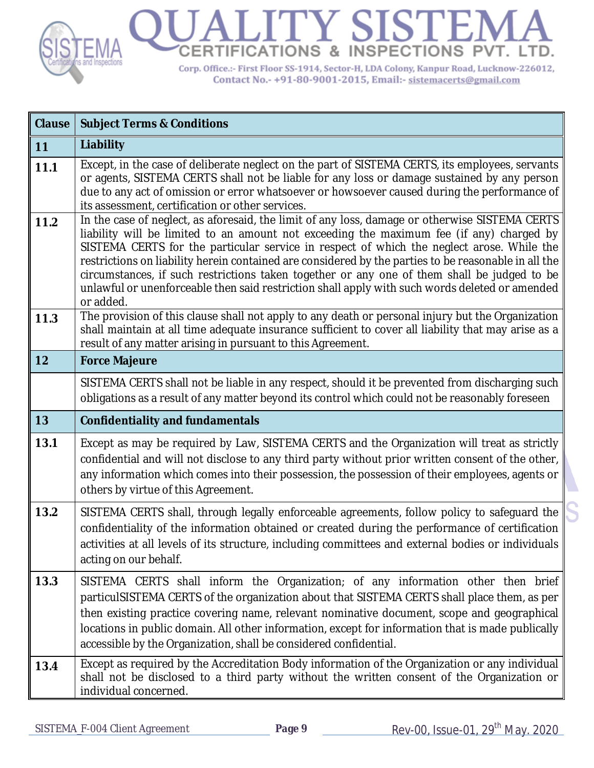| Clause | Subject Terms & Conditions |
|---|---|
| **11** | **Liability** |
| **11.1** | Except, in the case of deliberate neglect on the part of SISTEMA CERTS, its employees, servants or agents, SISTEMA CERTS shall not be liable for any loss or damage sustained by any person due to any act of omission or error whatsoever or howsoever caused during the performance of its assessment, certification or other services. |
| **11.2** | In the case of neglect, as aforesaid, the limit of any loss, damage or otherwise SISTEMA CERTS liability will be limited to an amount not exceeding the maximum fee (if any) charged by SISTEMA CERTS for the particular service in respect of which the neglect arose. While the restrictions on liability herein contained are considered by the parties to be reasonable in all the circumstances, if such restrictions taken together or any one of them shall be judged to be unlawful or unenforceable then said restriction shall apply with such words deleted or amended or added. |
| **11.3** | The provision of this clause shall not apply to any death or personal injury but the Organization shall maintain at all time adequate insurance sufficient to cover all liability that may arise as a result of any matter arising in pursuant to this Agreement. |
| **12** | **Force Majeure** |
| | SISTEMA CERTS shall not be liable in any respect, should it be prevented from discharging such obligations as a result of any matter beyond its control which could not be reasonably foreseen |
| **13** | **Confidentiality and fundamentals** |
| **13.1** | Except as may be required by Law, SISTEMA CERTS and the Organization will treat as strictly confidential and will not disclose to any third party without prior written consent of the other, any information which comes into their possession, the possession of their employees, agents or others by virtue of this Agreement. |
| **13.2** | SISTEMA CERTS shall, through legally enforceable agreements, follow policy to safeguard the confidentiality of the information obtained or created during the performance of certification activities at all levels of its structure, including committees and external bodies or individuals acting on our behalf. |
| **13.3** | SISTEMA CERTS shall inform the Organization; of any information other then brief particulSISTEMA CERTS of the organization about that SISTEMA CERTS shall place them, as per then existing practice covering name, relevant nominative document, scope and geographical locations in public domain. All other information, except for information that is made publically accessible by the Organization, shall be considered confidential. |
| **13.4** | Except as required by the Accreditation Body information of the Organization or any individual shall not be disclosed to a third party without the written consent of the Organization or individual concerned. |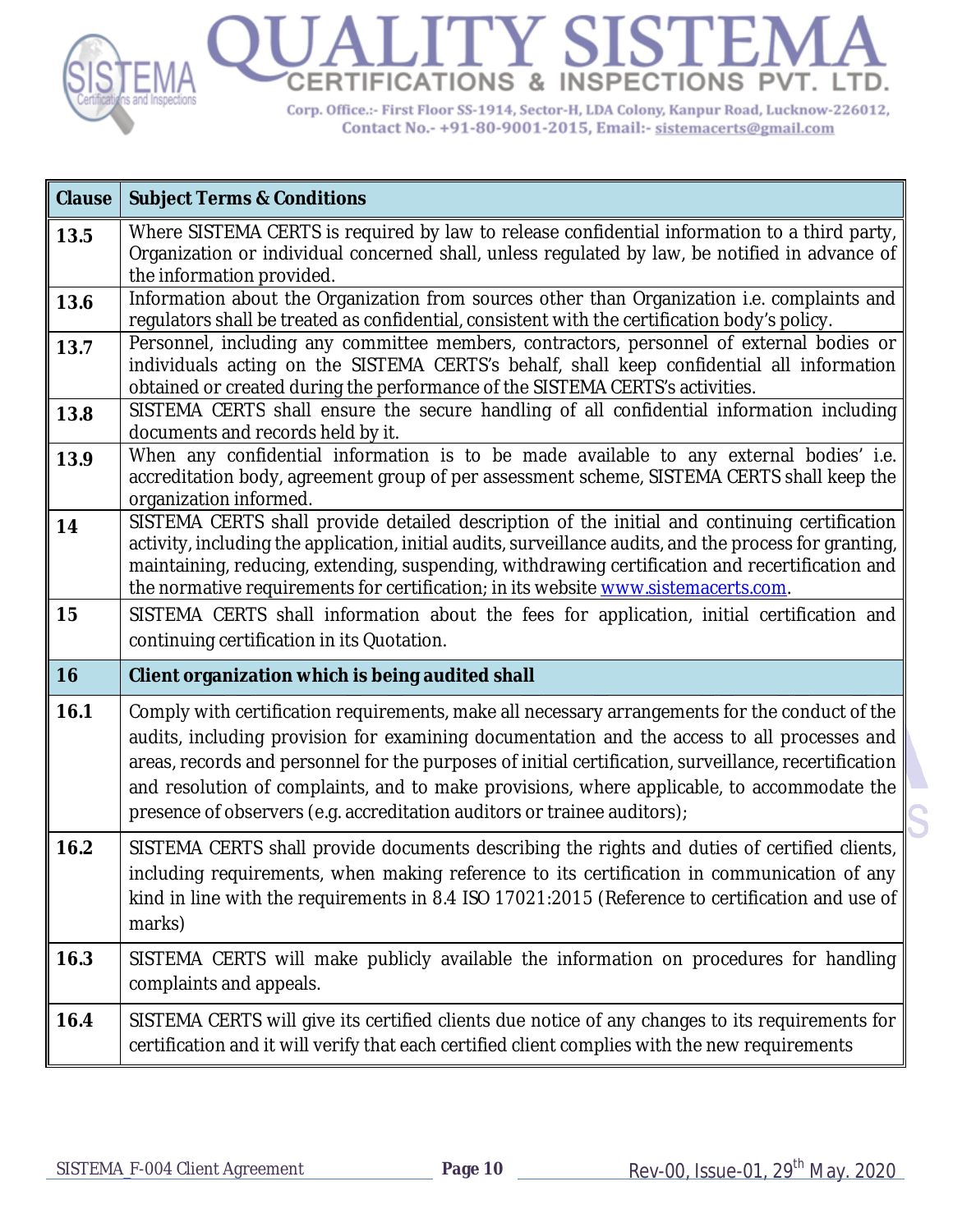| Clause | Subject Terms & Conditions |
|---|---|
| **13.5** | Where SISTEMA CERTS is required by law to release confidential information to a third party, Organization or individual concerned shall, unless regulated by law, be notified in advance of the information provided. |
| **13.6** | Information about the Organization from sources other than Organization i.e. complaints and regulators shall be treated as confidential, consistent with the certification body's policy. |
| **13.7** | Personnel, including any committee members, contractors, personnel of external bodies or individuals acting on the SISTEMA CERTS's behalf, shall keep confidential all information obtained or created during the performance of the SISTEMA CERTS's activities. |
| **13.8** | SISTEMA CERTS shall ensure the secure handling of all confidential information including documents and records held by it. |
| **13.9** | When any confidential information is to be made available to any external bodies' i.e. accreditation body, agreement group of per assessment scheme, SISTEMA CERTS shall keep the organization informed. |
| **14** | SISTEMA CERTS shall provide detailed description of the initial and continuing certification activity, including the application, initial audits, surveillance audits, and the process for granting, maintaining, reducing, extending, suspending, withdrawing certification and recertification and the normative requirements for certification; in its website www.sistemacerts.com. |
| **15** | SISTEMA CERTS shall information about the fees for application, initial certification and continuing certification in its Quotation. |
| **16** | **Client organization which is being audited shall** |
| **16.1** | Comply with certification requirements, make all necessary arrangements for the conduct of the audits, including provision for examining documentation and the access to all processes and areas, records and personnel for the purposes of initial certification, surveillance, recertification and resolution of complaints, and to make provisions, where applicable, to accommodate the presence of observers (e.g. accreditation auditors or trainee auditors); |
| **16.2** | SISTEMA CERTS shall provide documents describing the rights and duties of certified clients, including requirements, when making reference to its certification in communication of any kind in line with the requirements in 8.4 ISO 17021:2015 (Reference to certification and use of marks) |
| **16.3** | SISTEMA CERTS will make publicly available the information on procedures for handling complaints and appeals. |
| **16.4** | SISTEMA CERTS will give its certified clients due notice of any changes to its requirements for certification and it will verify that each certified client complies with the new requirements |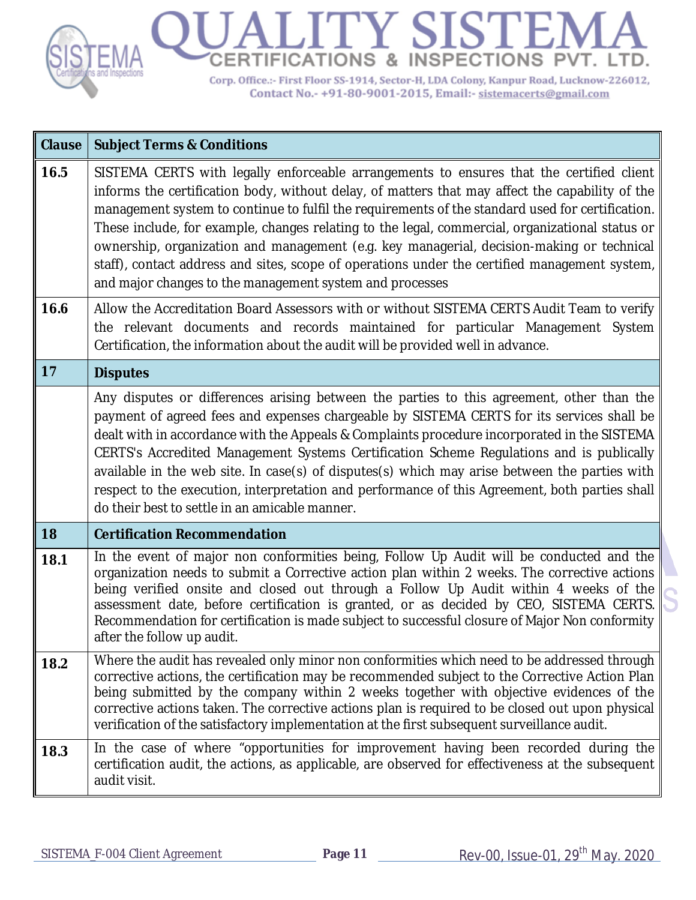| Clause | Subject Terms & Conditions |
|---|---|
| **16.5** | SISTEMA CERTS with legally enforceable arrangements to ensures that the certified client informs the certification body, without delay, of matters that may affect the capability of the management system to continue to fulfil the requirements of the standard used for certification. These include, for example, changes relating to the legal, commercial, organizational status or ownership, organization and management (e.g. key managerial, decision-making or technical staff), contact address and sites, scope of operations under the certified management system, and major changes to the management system and processes |
| **16.6** | Allow the Accreditation Board Assessors with or without SISTEMA CERTS Audit Team to verify the relevant documents and records maintained for particular Management System Certification, the information about the audit will be provided well in advance. |
| **17** | **Disputes** |
| | Any disputes or differences arising between the parties to this agreement, other than the payment of agreed fees and expenses chargeable by SISTEMA CERTS for its services shall be dealt with in accordance with the Appeals & Complaints procedure incorporated in the SISTEMA CERTS's Accredited Management Systems Certification Scheme Regulations and is publically available in the web site. In case(s) of disputes(s) which may arise between the parties with respect to the execution, interpretation and performance of this Agreement, both parties shall do their best to settle in an amicable manner. |
| **18** | **Certification Recommendation** |
| **18.1** | In the event of major non conformities being, Follow Up Audit will be conducted and the organization needs to submit a Corrective action plan within 2 weeks. The corrective actions being verified onsite and closed out through a Follow Up Audit within 4 weeks of the assessment date, before certification is granted, or as decided by CEO, SISTEMA CERTS. Recommendation for certification is made subject to successful closure of Major Non conformity after the follow up audit. |
| **18.2** | Where the audit has revealed only minor non conformities which need to be addressed through corrective actions, the certification may be recommended subject to the Corrective Action Plan being submitted by the company within 2 weeks together with objective evidences of the corrective actions taken. The corrective actions plan is required to be closed out upon physical verification of the satisfactory implementation at the first subsequent surveillance audit. |
| **18.3** | In the case of where "opportunities for improvement having been recorded during the certification audit, the actions, as applicable, are observed for effectiveness at the subsequent audit visit. |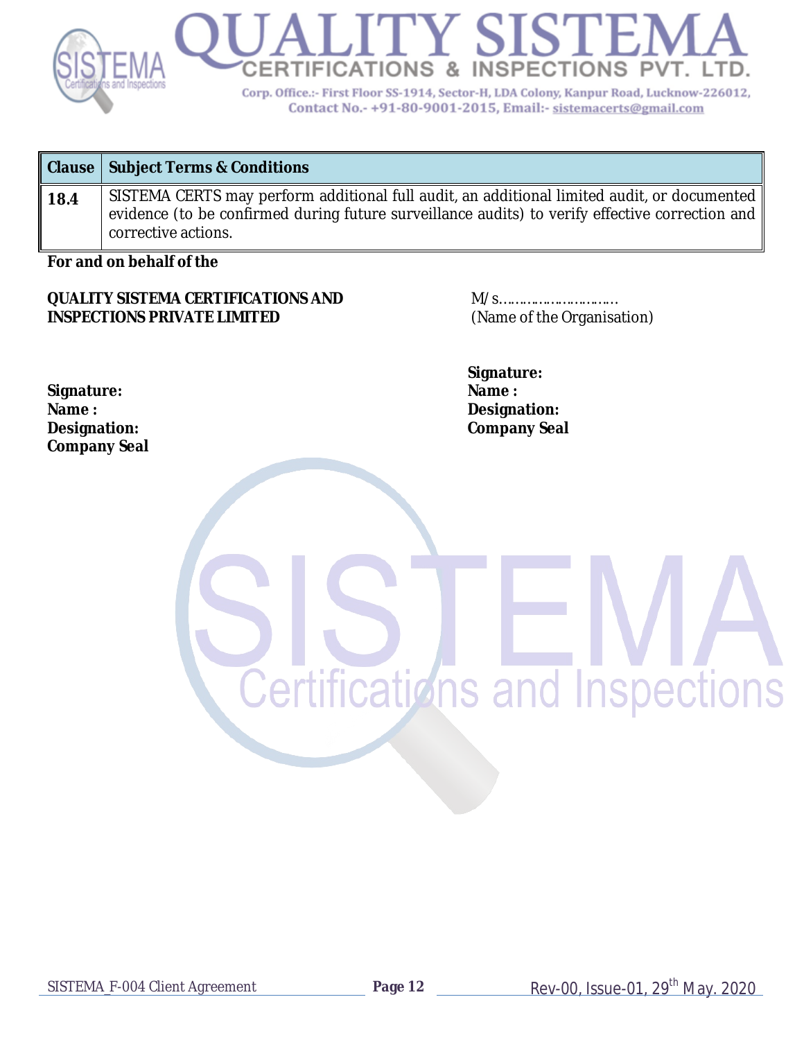| Clause | Subject Terms & Conditions |
|---|---|
| 18.4 | SISTEMA CERTS may perform additional full audit, an additional limited audit, or documented evidence (to be confirmed during future surveillance audits) to verify effective correction and corrective actions. |

**For and on behalf of the**

**QUALITY SISTEMA CERTIFICATIONS AND INSPECTIONS PRIVATE LIMITED**

**Signature:**
**Name :**
**Designation:**
**Company Seal**

M/s…………………………
(Name of the Organisation)

**Signature:**
**Name :**
**Designation:**
**Company Seal**